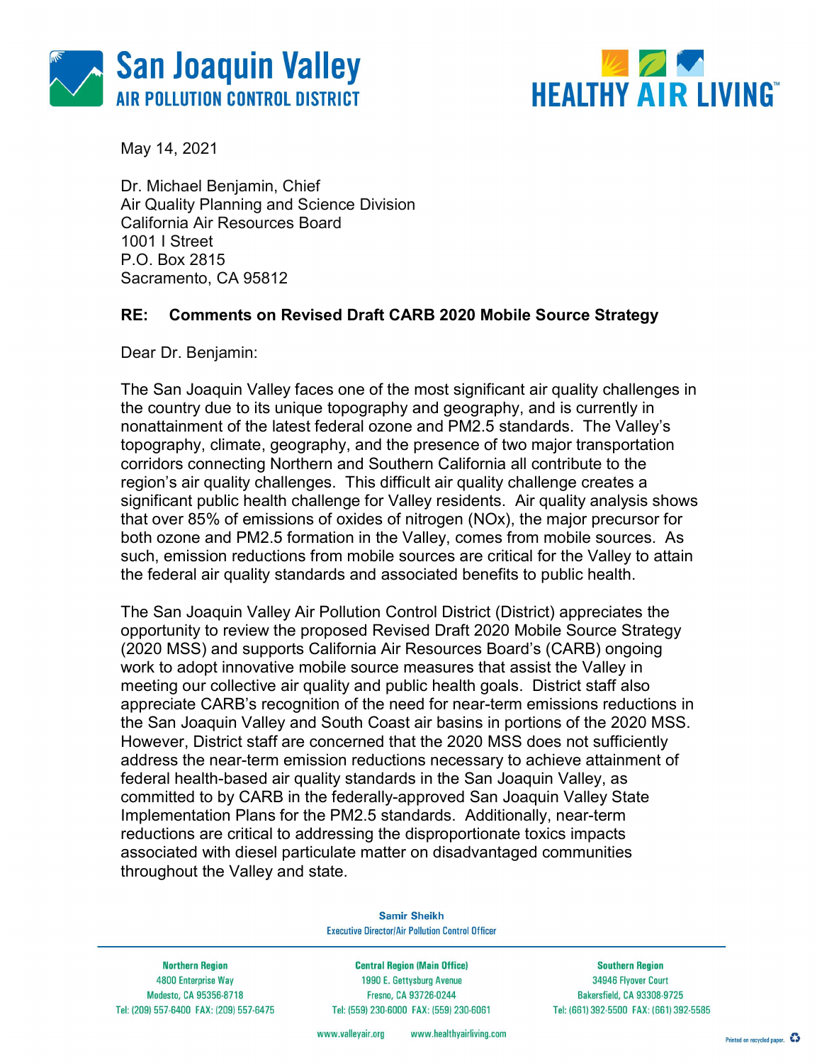**San Joaquin Valley**
**AIR POLLUTION CONTROL DISTRICT**

**HEALTHY AIR LIVING™**

May 14, 2021

Dr. Michael Benjamin, Chief
Air Quality Planning and Science Division
California Air Resources Board
1001 I Street
P.O. Box 2815
Sacramento, CA 95812

**RE: Comments on Revised Draft CARB 2020 Mobile Source Strategy**

Dear Dr. Benjamin:

The San Joaquin Valley faces one of the most significant air quality challenges in the country due to its unique topography and geography, and is currently in nonattainment of the latest federal ozone and PM2.5 standards. The Valley's topography, climate, geography, and the presence of two major transportation corridors connecting Northern and Southern California all contribute to the region's air quality challenges. This difficult air quality challenge creates a significant public health challenge for Valley residents. Air quality analysis shows that over 85% of emissions of oxides of nitrogen (NOx), the major precursor for both ozone and PM2.5 formation in the Valley, comes from mobile sources. As such, emission reductions from mobile sources are critical for the Valley to attain the federal air quality standards and associated benefits to public health.

The San Joaquin Valley Air Pollution Control District (District) appreciates the opportunity to review the proposed Revised Draft 2020 Mobile Source Strategy (2020 MSS) and supports California Air Resources Board's (CARB) ongoing work to adopt innovative mobile source measures that assist the Valley in meeting our collective air quality and public health goals. District staff also appreciate CARB's recognition of the need for near-term emissions reductions in the San Joaquin Valley and South Coast air basins in portions of the 2020 MSS. However, District staff are concerned that the 2020 MSS does not sufficiently address the near-term emission reductions necessary to achieve attainment of federal health-based air quality standards in the San Joaquin Valley, as committed to by CARB in the federally-approved San Joaquin Valley State Implementation Plans for the PM2.5 standards. Additionally, near-term reductions are critical to addressing the disproportionate toxics impacts associated with diesel particulate matter on disadvantaged communities throughout the Valley and state.

Samir Sheikh
Executive Director/Air Pollution Control Officer

| Northern Region | Central Region (Main Office) | Southern Region |
| --- | --- | --- |
| 4800 Enterprise Way | 1990 E. Gettysburg Avenue | 34946 Flyover Court |
| Modesto, CA 95356-8718 | Fresno, CA 93726-0244 | Bakersfield, CA 93308-9725 |
| Tel: (209) 557-6400 FAX: (209) 557-6475 | Tel: (559) 230-6000 FAX: (559) 230-6061 | Tel: (661) 392-5500 FAX: (661) 392-5585 |

www.valleyair.org www.healthyairliving.com

Printed on recycled paper.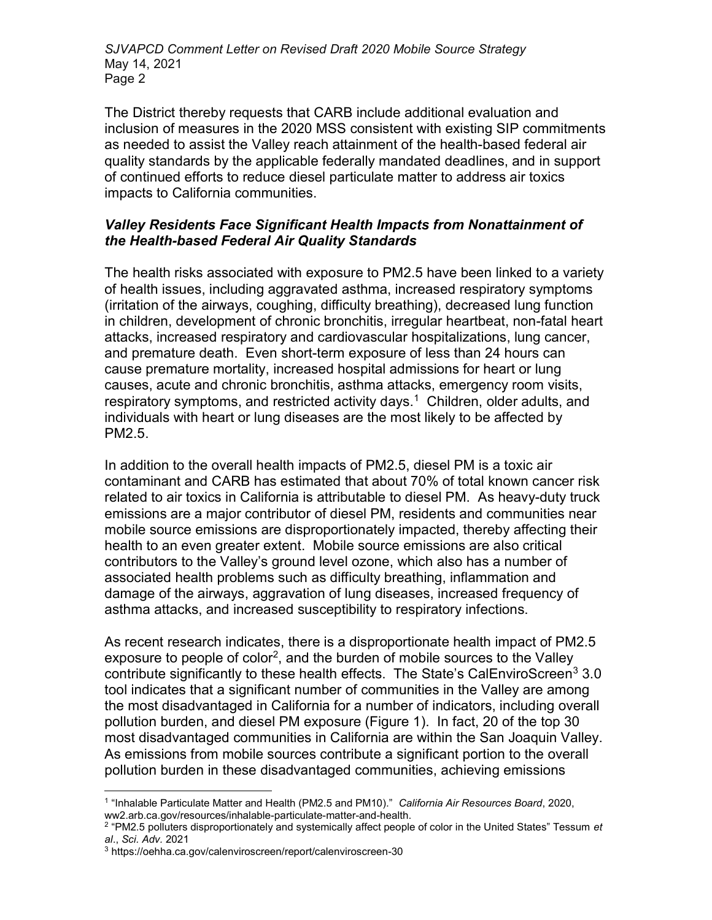The District thereby requests that CARB include additional evaluation and inclusion of measures in the 2020 MSS consistent with existing SIP commitments as needed to assist the Valley reach attainment of the health-based federal air quality standards by the applicable federally mandated deadlines, and in support of continued efforts to reduce diesel particulate matter to address air toxics impacts to California communities.

### ***Valley Residents Face Significant Health Impacts from Nonattainment of the Health-based Federal Air Quality Standards***

The health risks associated with exposure to PM2.5 have been linked to a variety of health issues, including aggravated asthma, increased respiratory symptoms (irritation of the airways, coughing, difficulty breathing), decreased lung function in children, development of chronic bronchitis, irregular heartbeat, non-fatal heart attacks, increased respiratory and cardiovascular hospitalizations, lung cancer, and premature death. Even short-term exposure of less than 24 hours can cause premature mortality, increased hospital admissions for heart or lung causes, acute and chronic bronchitis, asthma attacks, emergency room visits, respiratory symptoms, and restricted activity days.[1] Children, older adults, and individuals with heart or lung diseases are the most likely to be affected by PM2.5.

In addition to the overall health impacts of PM2.5, diesel PM is a toxic air contaminant and CARB has estimated that about 70% of total known cancer risk related to air toxics in California is attributable to diesel PM. As heavy-duty truck emissions are a major contributor of diesel PM, residents and communities near mobile source emissions are disproportionately impacted, thereby affecting their health to an even greater extent. Mobile source emissions are also critical contributors to the Valley's ground level ozone, which also has a number of associated health problems such as difficulty breathing, inflammation and damage of the airways, aggravation of lung diseases, increased frequency of asthma attacks, and increased susceptibility to respiratory infections.

As recent research indicates, there is a disproportionate health impact of PM2.5 exposure to people of color[2], and the burden of mobile sources to the Valley contribute significantly to these health effects. The State's CalEnviroScreen[3] 3.0 tool indicates that a significant number of communities in the Valley are among the most disadvantaged in California for a number of indicators, including overall pollution burden, and diesel PM exposure (Figure 1). In fact, 20 of the top 30 most disadvantaged communities in California are within the San Joaquin Valley. As emissions from mobile sources contribute a significant portion to the overall pollution burden in these disadvantaged communities, achieving emissions

---

[1] "Inhalable Particulate Matter and Health (PM2.5 and PM10)." *California Air Resources Board*, 2020, ww2.arb.ca.gov/resources/inhalable-particulate-matter-and-health.

[2] "PM2.5 polluters disproportionately and systemically affect people of color in the United States" Tessum *et al*., *Sci. Adv*. 2021

[3] https://oehha.ca.gov/calenviroscreen/report/calenviroscreen-30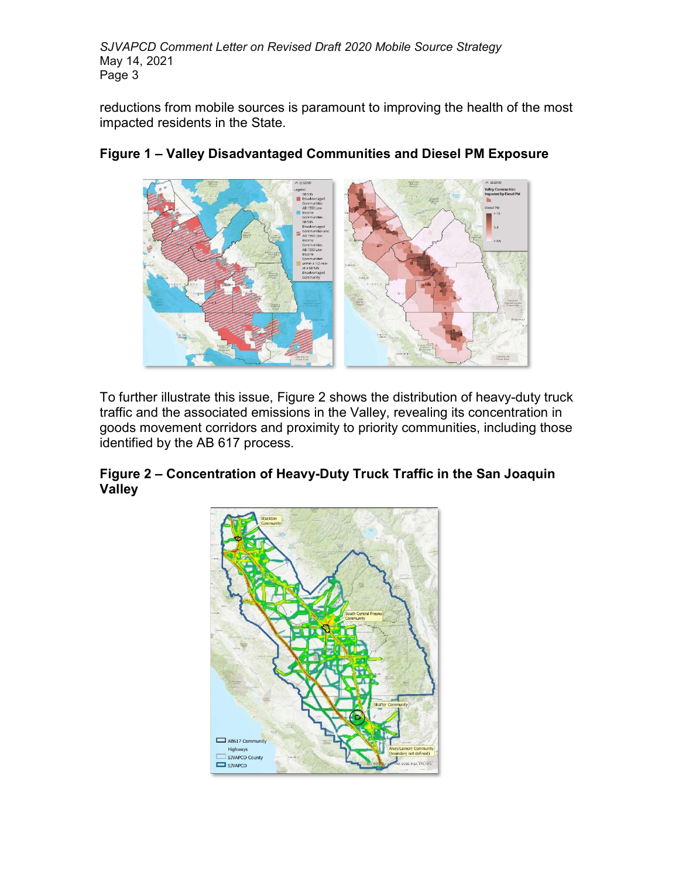reductions from mobile sources is paramount to improving the health of the most impacted residents in the State.

**Figure 1 – Valley Disadvantaged Communities and Diesel PM Exposure**

To further illustrate this issue, Figure 2 shows the distribution of heavy-duty truck traffic and the associated emissions in the Valley, revealing its concentration in goods movement corridors and proximity to priority communities, including those identified by the AB 617 process.

**Figure 2 – Concentration of Heavy-Duty Truck Traffic in the San Joaquin Valley**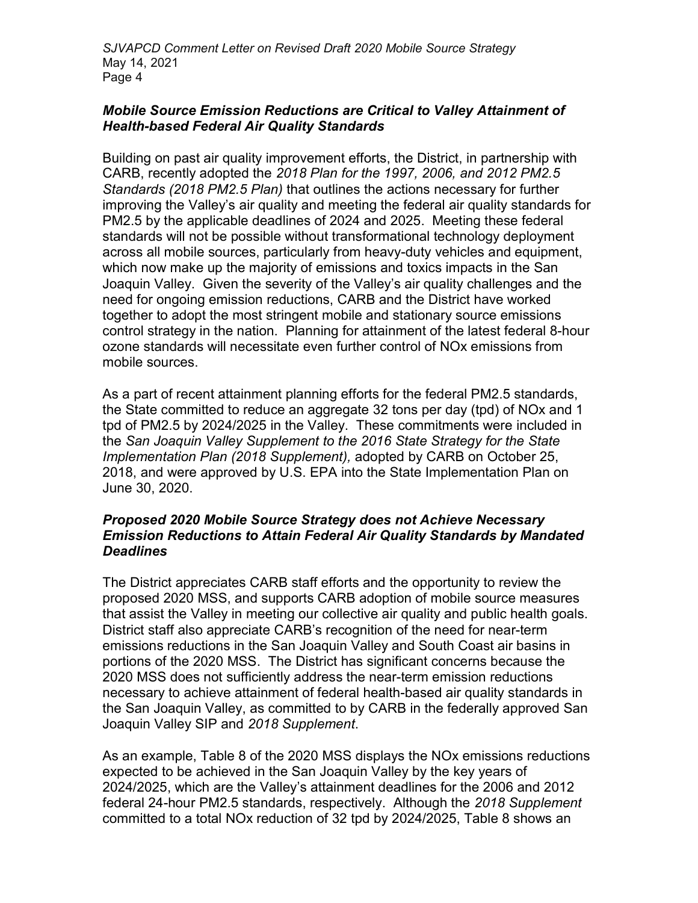### *Mobile Source Emission Reductions are Critical to Valley Attainment of Health-based Federal Air Quality Standards*

Building on past air quality improvement efforts, the District, in partnership with CARB, recently adopted the *2018 Plan for the 1997, 2006, and 2012 PM2.5 Standards (2018 PM2.5 Plan)* that outlines the actions necessary for further improving the Valley's air quality and meeting the federal air quality standards for PM2.5 by the applicable deadlines of 2024 and 2025. Meeting these federal standards will not be possible without transformational technology deployment across all mobile sources, particularly from heavy-duty vehicles and equipment, which now make up the majority of emissions and toxics impacts in the San Joaquin Valley. Given the severity of the Valley's air quality challenges and the need for ongoing emission reductions, CARB and the District have worked together to adopt the most stringent mobile and stationary source emissions control strategy in the nation. Planning for attainment of the latest federal 8-hour ozone standards will necessitate even further control of NOx emissions from mobile sources.

As a part of recent attainment planning efforts for the federal PM2.5 standards, the State committed to reduce an aggregate 32 tons per day (tpd) of NOx and 1 tpd of PM2.5 by 2024/2025 in the Valley. These commitments were included in the *San Joaquin Valley Supplement to the 2016 State Strategy for the State Implementation Plan (2018 Supplement),* adopted by CARB on October 25, 2018, and were approved by U.S. EPA into the State Implementation Plan on June 30, 2020.

### *Proposed 2020 Mobile Source Strategy does not Achieve Necessary Emission Reductions to Attain Federal Air Quality Standards by Mandated Deadlines*

The District appreciates CARB staff efforts and the opportunity to review the proposed 2020 MSS, and supports CARB adoption of mobile source measures that assist the Valley in meeting our collective air quality and public health goals. District staff also appreciate CARB's recognition of the need for near-term emissions reductions in the San Joaquin Valley and South Coast air basins in portions of the 2020 MSS. The District has significant concerns because the 2020 MSS does not sufficiently address the near-term emission reductions necessary to achieve attainment of federal health-based air quality standards in the San Joaquin Valley, as committed to by CARB in the federally approved San Joaquin Valley SIP and *2018 Supplement*.

As an example, Table 8 of the 2020 MSS displays the NOx emissions reductions expected to be achieved in the San Joaquin Valley by the key years of 2024/2025, which are the Valley's attainment deadlines for the 2006 and 2012 federal 24-hour PM2.5 standards, respectively. Although the *2018 Supplement* committed to a total NOx reduction of 32 tpd by 2024/2025, Table 8 shows an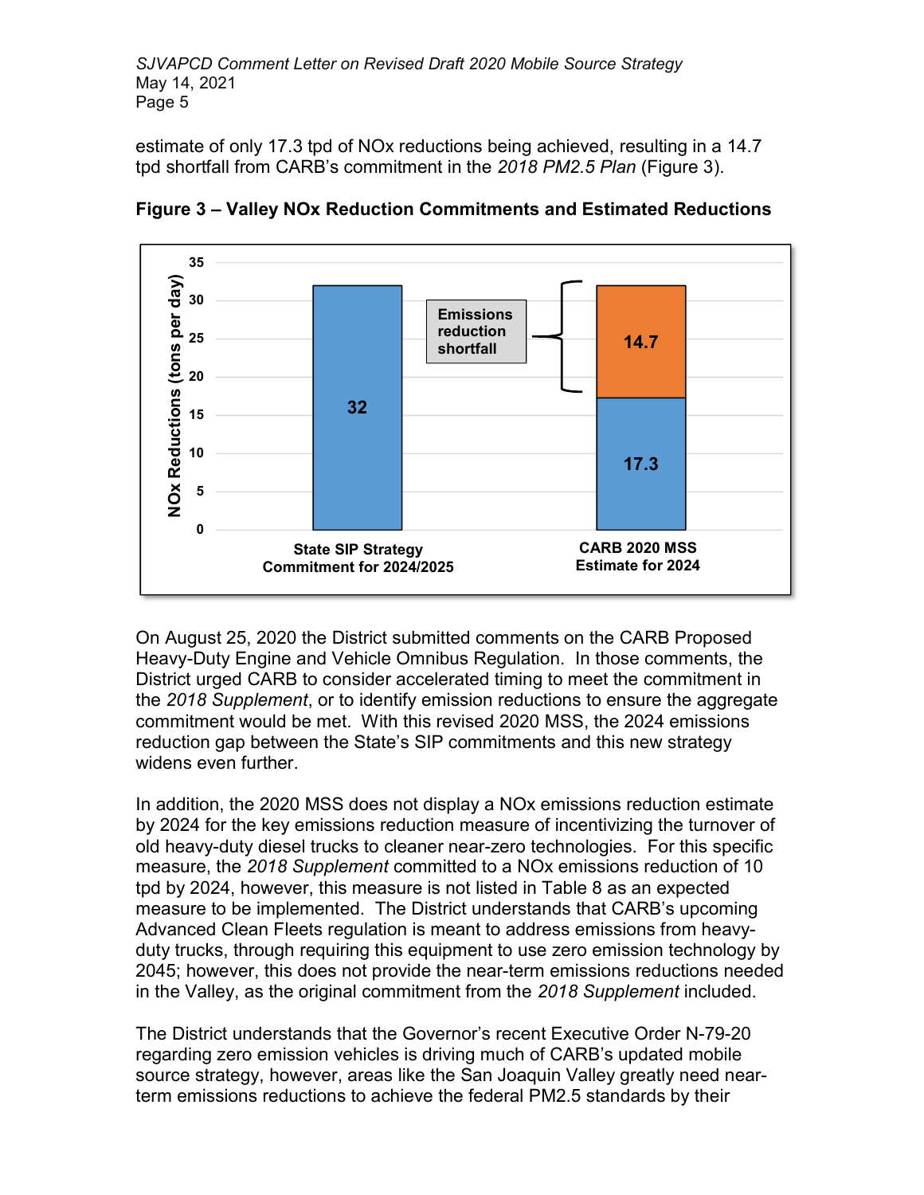estimate of only 17.3 tpd of NOx reductions being achieved, resulting in a 14.7 tpd shortfall from CARB's commitment in the *2018 PM2.5 Plan* (Figure 3).

**Figure 3 – Valley NOx Reduction Commitments and Estimated Reductions**

| | State SIP Strategy Commitment for 2024/2025 | CARB 2020 MSS Estimate for 2024 |
|---|---|---|
| NOx Reductions (tons per day) | 32 | 17.3 |
| Emissions reduction shortfall | | 14.7 |

On August 25, 2020 the District submitted comments on the CARB Proposed Heavy-Duty Engine and Vehicle Omnibus Regulation. In those comments, the District urged CARB to consider accelerated timing to meet the commitment in the *2018 Supplement*, or to identify emission reductions to ensure the aggregate commitment would be met. With this revised 2020 MSS, the 2024 emissions reduction gap between the State's SIP commitments and this new strategy widens even further.

In addition, the 2020 MSS does not display a NOx emissions reduction estimate by 2024 for the key emissions reduction measure of incentivizing the turnover of old heavy-duty diesel trucks to cleaner near-zero technologies. For this specific measure, the *2018 Supplement* committed to a NOx emissions reduction of 10 tpd by 2024, however, this measure is not listed in Table 8 as an expected measure to be implemented. The District understands that CARB's upcoming Advanced Clean Fleets regulation is meant to address emissions from heavy-duty trucks, through requiring this equipment to use zero emission technology by 2045; however, this does not provide the near-term emissions reductions needed in the Valley, as the original commitment from the *2018 Supplement* included.

The District understands that the Governor's recent Executive Order N-79-20 regarding zero emission vehicles is driving much of CARB's updated mobile source strategy, however, areas like the San Joaquin Valley greatly need near-term emissions reductions to achieve the federal PM2.5 standards by their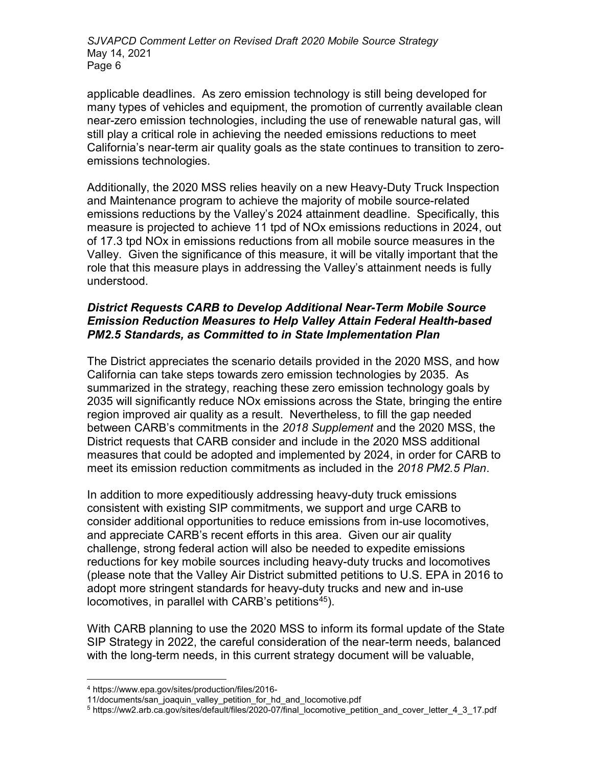applicable deadlines. As zero emission technology is still being developed for many types of vehicles and equipment, the promotion of currently available clean near-zero emission technologies, including the use of renewable natural gas, will still play a critical role in achieving the needed emissions reductions to meet California's near-term air quality goals as the state continues to transition to zero-emissions technologies.

Additionally, the 2020 MSS relies heavily on a new Heavy-Duty Truck Inspection and Maintenance program to achieve the majority of mobile source-related emissions reductions by the Valley's 2024 attainment deadline. Specifically, this measure is projected to achieve 11 tpd of NOx emissions reductions in 2024, out of 17.3 tpd NOx in emissions reductions from all mobile source measures in the Valley. Given the significance of this measure, it will be vitally important that the role that this measure plays in addressing the Valley's attainment needs is fully understood.

***District Requests CARB to Develop Additional Near-Term Mobile Source Emission Reduction Measures to Help Valley Attain Federal Health-based PM2.5 Standards, as Committed to in State Implementation Plan***

The District appreciates the scenario details provided in the 2020 MSS, and how California can take steps towards zero emission technologies by 2035. As summarized in the strategy, reaching these zero emission technology goals by 2035 will significantly reduce NOx emissions across the State, bringing the entire region improved air quality as a result. Nevertheless, to fill the gap needed between CARB's commitments in the *2018 Supplement* and the 2020 MSS, the District requests that CARB consider and include in the 2020 MSS additional measures that could be adopted and implemented by 2024, in order for CARB to meet its emission reduction commitments as included in the *2018 PM2.5 Plan*.

In addition to more expeditiously addressing heavy-duty truck emissions consistent with existing SIP commitments, we support and urge CARB to consider additional opportunities to reduce emissions from in-use locomotives, and appreciate CARB's recent efforts in this area. Given our air quality challenge, strong federal action will also be needed to expedite emissions reductions for key mobile sources including heavy-duty trucks and locomotives (please note that the Valley Air District submitted petitions to U.S. EPA in 2016 to adopt more stringent standards for heavy-duty trucks and new and in-use locomotives, in parallel with CARB's petitions[4][5]).

With CARB planning to use the 2020 MSS to inform its formal update of the State SIP Strategy in 2022, the careful consideration of the near-term needs, balanced with the long-term needs, in this current strategy document will be valuable,

---

[4] https://www.epa.gov/sites/production/files/2016-11/documents/san_joaquin_valley_petition_for_hd_and_locomotive.pdf

[5] https://ww2.arb.ca.gov/sites/default/files/2020-07/final_locomotive_petition_and_cover_letter_4_3_17.pdf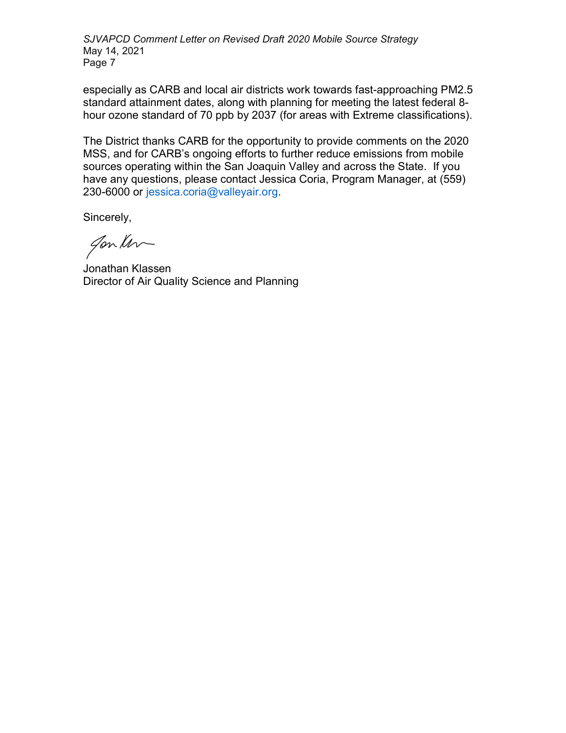especially as CARB and local air districts work towards fast-approaching PM2.5 standard attainment dates, along with planning for meeting the latest federal 8-hour ozone standard of 70 ppb by 2037 (for areas with Extreme classifications).

The District thanks CARB for the opportunity to provide comments on the 2020 MSS, and for CARB's ongoing efforts to further reduce emissions from mobile sources operating within the San Joaquin Valley and across the State. If you have any questions, please contact Jessica Coria, Program Manager, at (559) 230-6000 or jessica.coria@valleyair.org.

Sincerely,

Jonathan Klassen
Director of Air Quality Science and Planning